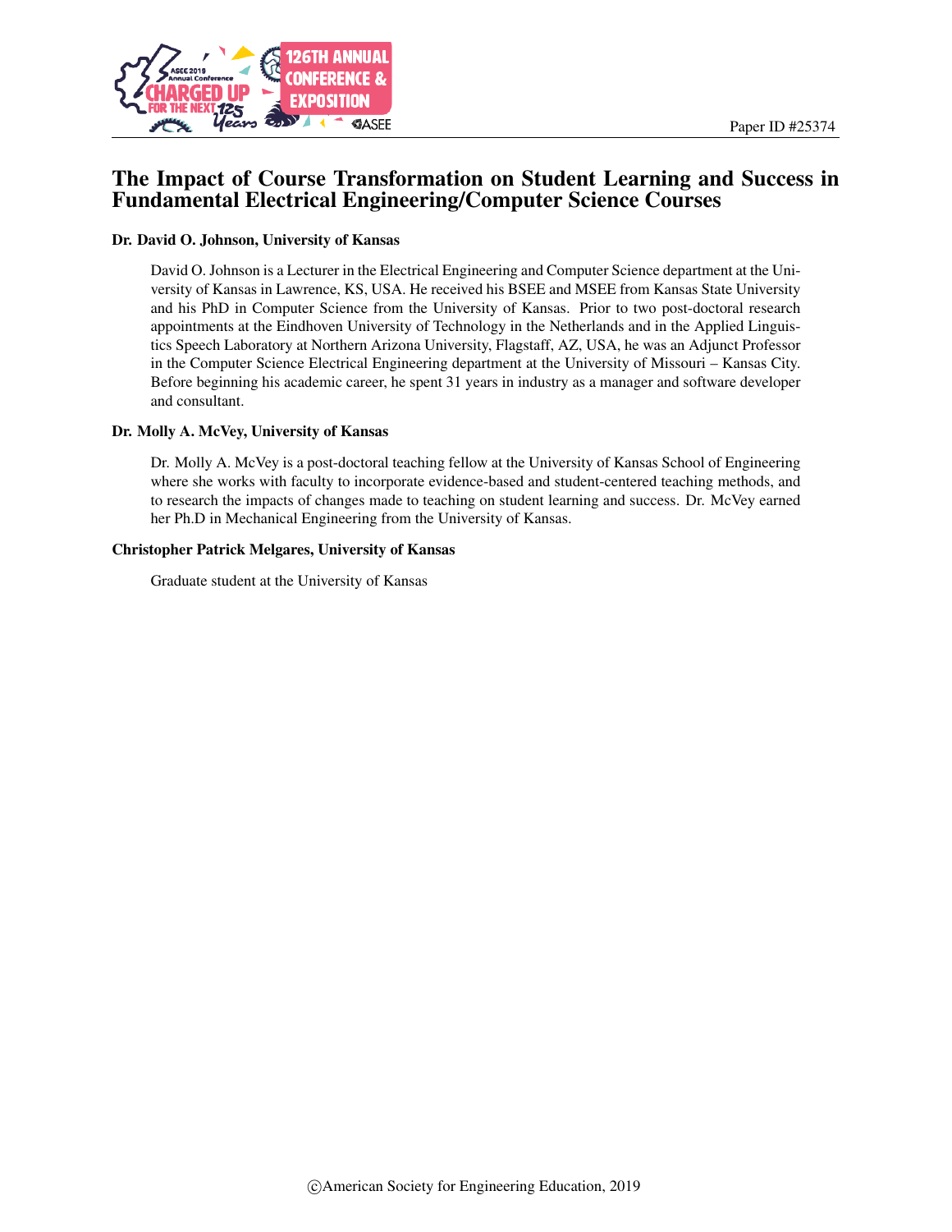Paper ID #25374

# The Impact of Course Transformation on Student Learning and Success in Fundamental Electrical Engineering/Computer Science Courses

**Dr. David O. Johnson, University of Kansas**

David O. Johnson is a Lecturer in the Electrical Engineering and Computer Science department at the University of Kansas in Lawrence, KS, USA. He received his BSEE and MSEE from Kansas State University and his PhD in Computer Science from the University of Kansas. Prior to two post-doctoral research appointments at the Eindhoven University of Technology in the Netherlands and in the Applied Linguistics Speech Laboratory at Northern Arizona University, Flagstaff, AZ, USA, he was an Adjunct Professor in the Computer Science Electrical Engineering department at the University of Missouri – Kansas City. Before beginning his academic career, he spent 31 years in industry as a manager and software developer and consultant.

**Dr. Molly A. McVey, University of Kansas**

Dr. Molly A. McVey is a post-doctoral teaching fellow at the University of Kansas School of Engineering where she works with faculty to incorporate evidence-based and student-centered teaching methods, and to research the impacts of changes made to teaching on student learning and success. Dr. McVey earned her Ph.D in Mechanical Engineering from the University of Kansas.

**Christopher Patrick Melgares, University of Kansas**

Graduate student at the University of Kansas

©American Society for Engineering Education, 2019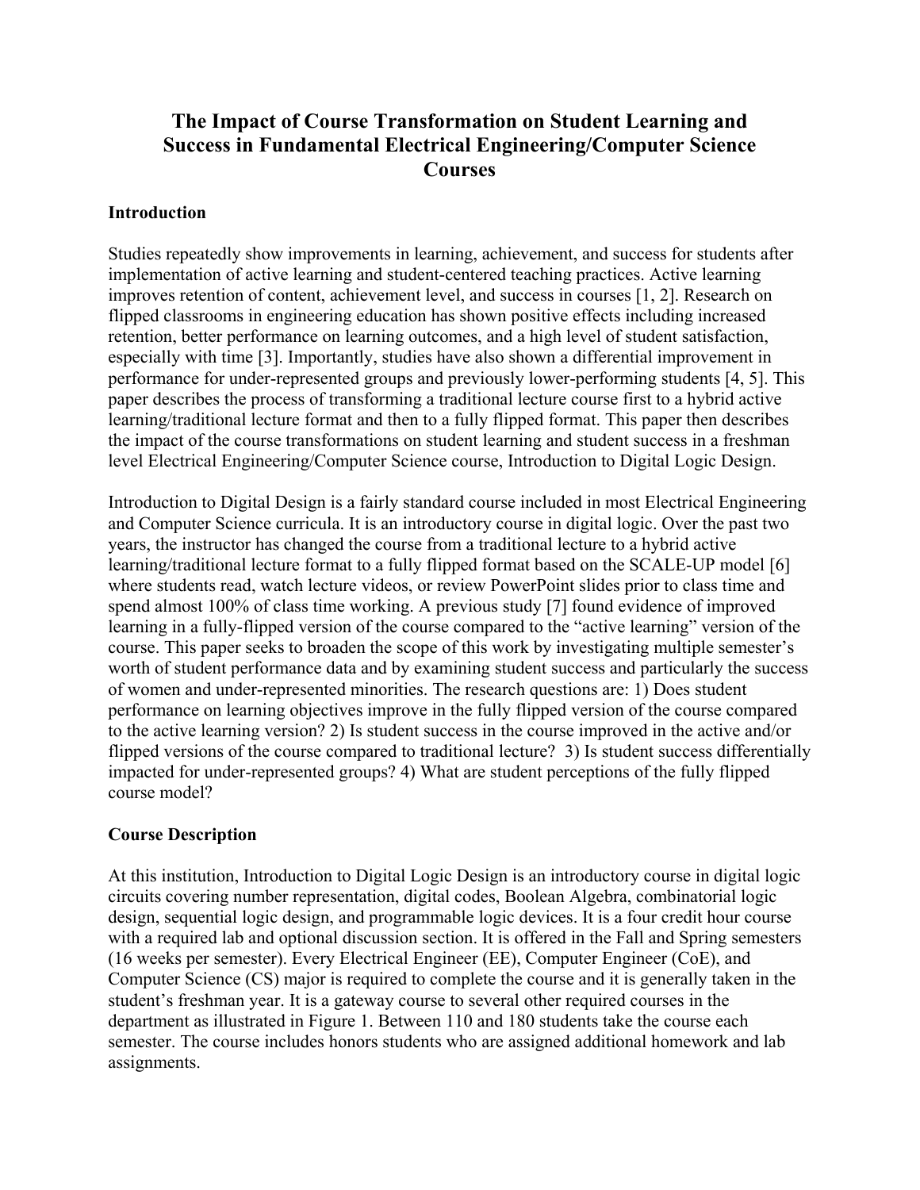# The Impact of Course Transformation on Student Learning and Success in Fundamental Electrical Engineering/Computer Science Courses

## Introduction

Studies repeatedly show improvements in learning, achievement, and success for students after implementation of active learning and student-centered teaching practices. Active learning improves retention of content, achievement level, and success in courses [1, 2]. Research on flipped classrooms in engineering education has shown positive effects including increased retention, better performance on learning outcomes, and a high level of student satisfaction, especially with time [3]. Importantly, studies have also shown a differential improvement in performance for under-represented groups and previously lower-performing students [4, 5]. This paper describes the process of transforming a traditional lecture course first to a hybrid active learning/traditional lecture format and then to a fully flipped format. This paper then describes the impact of the course transformations on student learning and student success in a freshman level Electrical Engineering/Computer Science course, Introduction to Digital Logic Design.

Introduction to Digital Design is a fairly standard course included in most Electrical Engineering and Computer Science curricula. It is an introductory course in digital logic. Over the past two years, the instructor has changed the course from a traditional lecture to a hybrid active learning/traditional lecture format to a fully flipped format based on the SCALE-UP model [6] where students read, watch lecture videos, or review PowerPoint slides prior to class time and spend almost 100% of class time working. A previous study [7] found evidence of improved learning in a fully-flipped version of the course compared to the "active learning" version of the course. This paper seeks to broaden the scope of this work by investigating multiple semester's worth of student performance data and by examining student success and particularly the success of women and under-represented minorities. The research questions are: 1) Does student performance on learning objectives improve in the fully flipped version of the course compared to the active learning version? 2) Is student success in the course improved in the active and/or flipped versions of the course compared to traditional lecture? 3) Is student success differentially impacted for under-represented groups? 4) What are student perceptions of the fully flipped course model?

## Course Description

At this institution, Introduction to Digital Logic Design is an introductory course in digital logic circuits covering number representation, digital codes, Boolean Algebra, combinatorial logic design, sequential logic design, and programmable logic devices. It is a four credit hour course with a required lab and optional discussion section. It is offered in the Fall and Spring semesters (16 weeks per semester). Every Electrical Engineer (EE), Computer Engineer (CoE), and Computer Science (CS) major is required to complete the course and it is generally taken in the student's freshman year. It is a gateway course to several other required courses in the department as illustrated in Figure 1. Between 110 and 180 students take the course each semester. The course includes honors students who are assigned additional homework and lab assignments.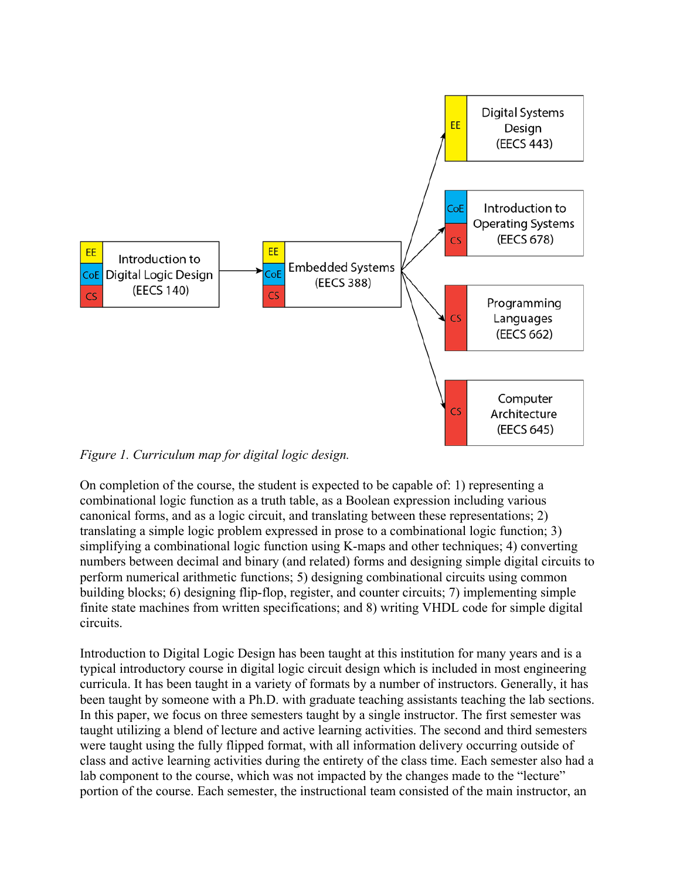*Figure 1. Curriculum map for digital logic design.*

On completion of the course, the student is expected to be capable of: 1) representing a combinational logic function as a truth table, as a Boolean expression including various canonical forms, and as a logic circuit, and translating between these representations; 2) translating a simple logic problem expressed in prose to a combinational logic function; 3) simplifying a combinational logic function using K-maps and other techniques; 4) converting numbers between decimal and binary (and related) forms and designing simple digital circuits to perform numerical arithmetic functions; 5) designing combinational circuits using common building blocks; 6) designing flip-flop, register, and counter circuits; 7) implementing simple finite state machines from written specifications; and 8) writing VHDL code for simple digital circuits.

Introduction to Digital Logic Design has been taught at this institution for many years and is a typical introductory course in digital logic circuit design which is included in most engineering curricula. It has been taught in a variety of formats by a number of instructors. Generally, it has been taught by someone with a Ph.D. with graduate teaching assistants teaching the lab sections. In this paper, we focus on three semesters taught by a single instructor. The first semester was taught utilizing a blend of lecture and active learning activities. The second and third semesters were taught using the fully flipped format, with all information delivery occurring outside of class and active learning activities during the entirety of the class time. Each semester also had a lab component to the course, which was not impacted by the changes made to the "lecture" portion of the course. Each semester, the instructional team consisted of the main instructor, an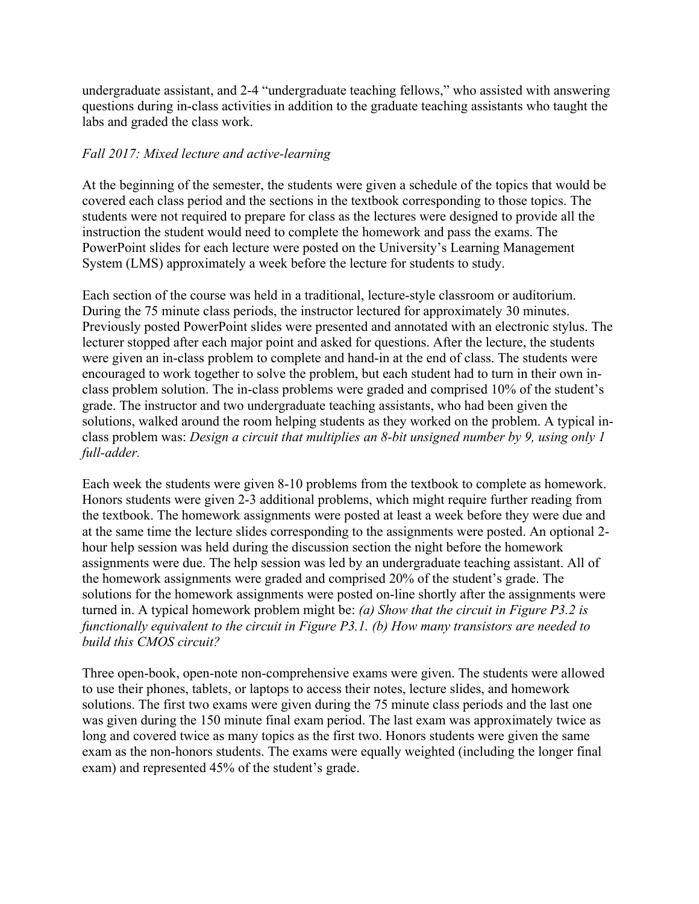undergraduate assistant, and 2-4 "undergraduate teaching fellows," who assisted with answering questions during in-class activities in addition to the graduate teaching assistants who taught the labs and graded the class work.

*Fall 2017: Mixed lecture and active-learning*

At the beginning of the semester, the students were given a schedule of the topics that would be covered each class period and the sections in the textbook corresponding to those topics. The students were not required to prepare for class as the lectures were designed to provide all the instruction the student would need to complete the homework and pass the exams. The PowerPoint slides for each lecture were posted on the University's Learning Management System (LMS) approximately a week before the lecture for students to study.

Each section of the course was held in a traditional, lecture-style classroom or auditorium. During the 75 minute class periods, the instructor lectured for approximately 30 minutes. Previously posted PowerPoint slides were presented and annotated with an electronic stylus. The lecturer stopped after each major point and asked for questions. After the lecture, the students were given an in-class problem to complete and hand-in at the end of class. The students were encouraged to work together to solve the problem, but each student had to turn in their own in-class problem solution. The in-class problems were graded and comprised 10% of the student's grade. The instructor and two undergraduate teaching assistants, who had been given the solutions, walked around the room helping students as they worked on the problem. A typical in-class problem was: *Design a circuit that multiplies an 8-bit unsigned number by 9, using only 1 full-adder.*

Each week the students were given 8-10 problems from the textbook to complete as homework. Honors students were given 2-3 additional problems, which might require further reading from the textbook. The homework assignments were posted at least a week before they were due and at the same time the lecture slides corresponding to the assignments were posted. An optional 2-hour help session was held during the discussion section the night before the homework assignments were due. The help session was led by an undergraduate teaching assistant. All of the homework assignments were graded and comprised 20% of the student's grade. The solutions for the homework assignments were posted on-line shortly after the assignments were turned in. A typical homework problem might be: *(a) Show that the circuit in Figure P3.2 is functionally equivalent to the circuit in Figure P3.1. (b) How many transistors are needed to build this CMOS circuit?*

Three open-book, open-note non-comprehensive exams were given. The students were allowed to use their phones, tablets, or laptops to access their notes, lecture slides, and homework solutions. The first two exams were given during the 75 minute class periods and the last one was given during the 150 minute final exam period. The last exam was approximately twice as long and covered twice as many topics as the first two. Honors students were given the same exam as the non-honors students. The exams were equally weighted (including the longer final exam) and represented 45% of the student's grade.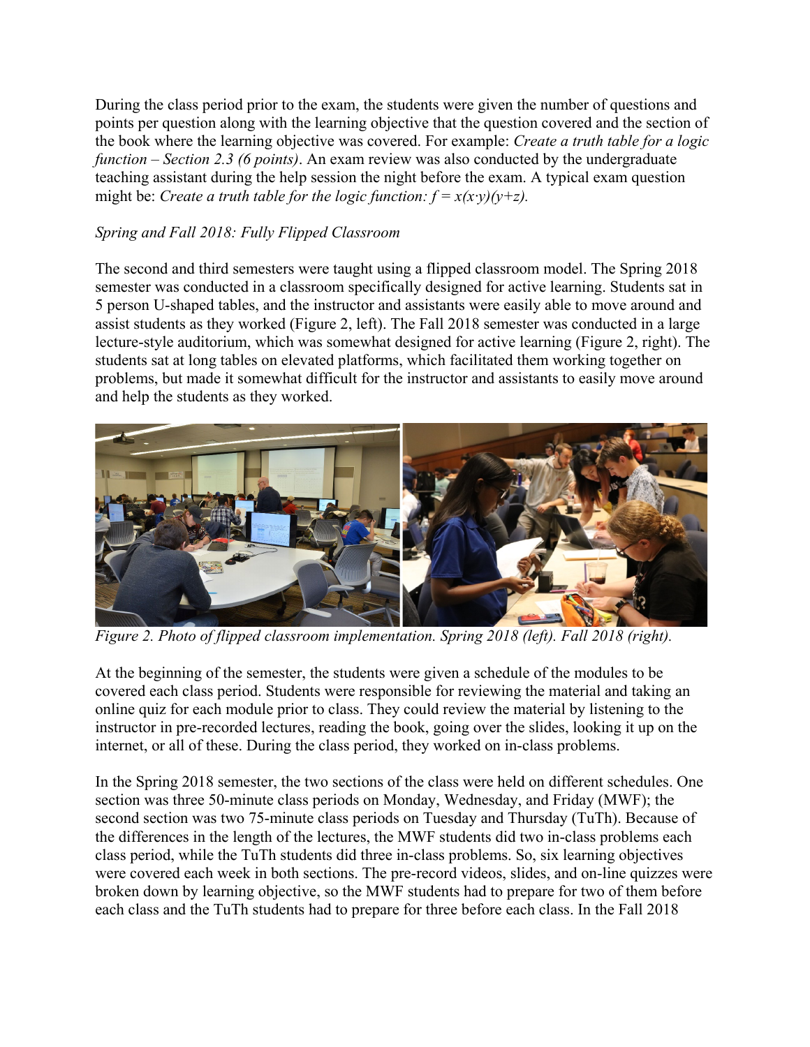During the class period prior to the exam, the students were given the number of questions and points per question along with the learning objective that the question covered and the section of the book where the learning objective was covered. For example: *Create a truth table for a logic function – Section 2.3 (6 points)*. An exam review was also conducted by the undergraduate teaching assistant during the help session the night before the exam. A typical exam question might be: *Create a truth table for the logic function:* $f = x(x \cdot y)(y+z)$.

*Spring and Fall 2018: Fully Flipped Classroom*

The second and third semesters were taught using a flipped classroom model. The Spring 2018 semester was conducted in a classroom specifically designed for active learning. Students sat in 5 person U-shaped tables, and the instructor and assistants were easily able to move around and assist students as they worked (Figure 2, left). The Fall 2018 semester was conducted in a large lecture-style auditorium, which was somewhat designed for active learning (Figure 2, right). The students sat at long tables on elevated platforms, which facilitated them working together on problems, but made it somewhat difficult for the instructor and assistants to easily move around and help the students as they worked.

*Figure 2. Photo of flipped classroom implementation. Spring 2018 (left). Fall 2018 (right).*

At the beginning of the semester, the students were given a schedule of the modules to be covered each class period. Students were responsible for reviewing the material and taking an online quiz for each module prior to class. They could review the material by listening to the instructor in pre-recorded lectures, reading the book, going over the slides, looking it up on the internet, or all of these. During the class period, they worked on in-class problems.

In the Spring 2018 semester, the two sections of the class were held on different schedules. One section was three 50-minute class periods on Monday, Wednesday, and Friday (MWF); the second section was two 75-minute class periods on Tuesday and Thursday (TuTh). Because of the differences in the length of the lectures, the MWF students did two in-class problems each class period, while the TuTh students did three in-class problems. So, six learning objectives were covered each week in both sections. The pre-record videos, slides, and on-line quizzes were broken down by learning objective, so the MWF students had to prepare for two of them before each class and the TuTh students had to prepare for three before each class. In the Fall 2018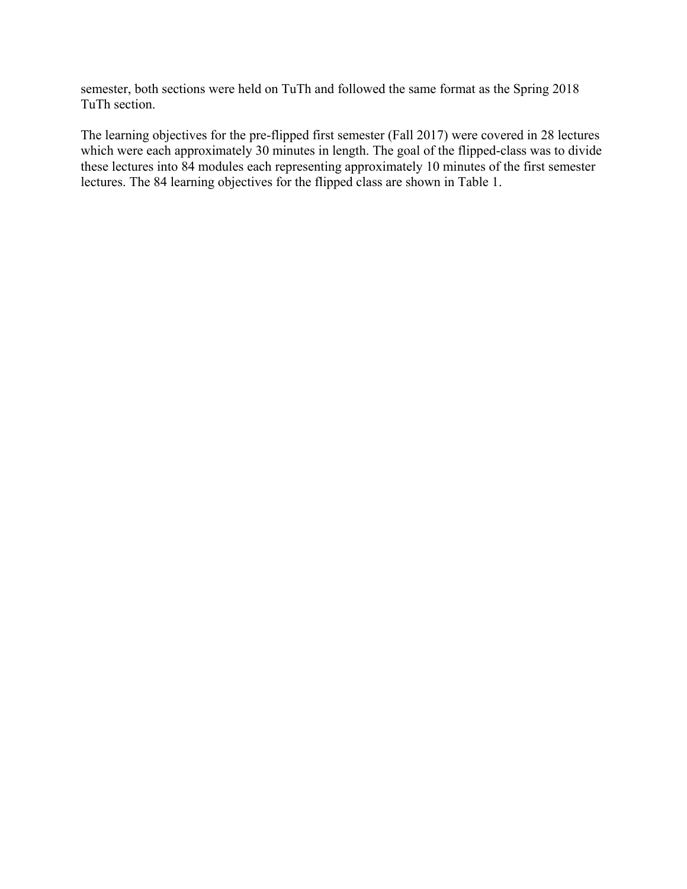semester, both sections were held on TuTh and followed the same format as the Spring 2018 TuTh section.

The learning objectives for the pre-flipped first semester (Fall 2017) were covered in 28 lectures which were each approximately 30 minutes in length. The goal of the flipped-class was to divide these lectures into 84 modules each representing approximately 10 minutes of the first semester lectures. The 84 learning objectives for the flipped class are shown in Table 1.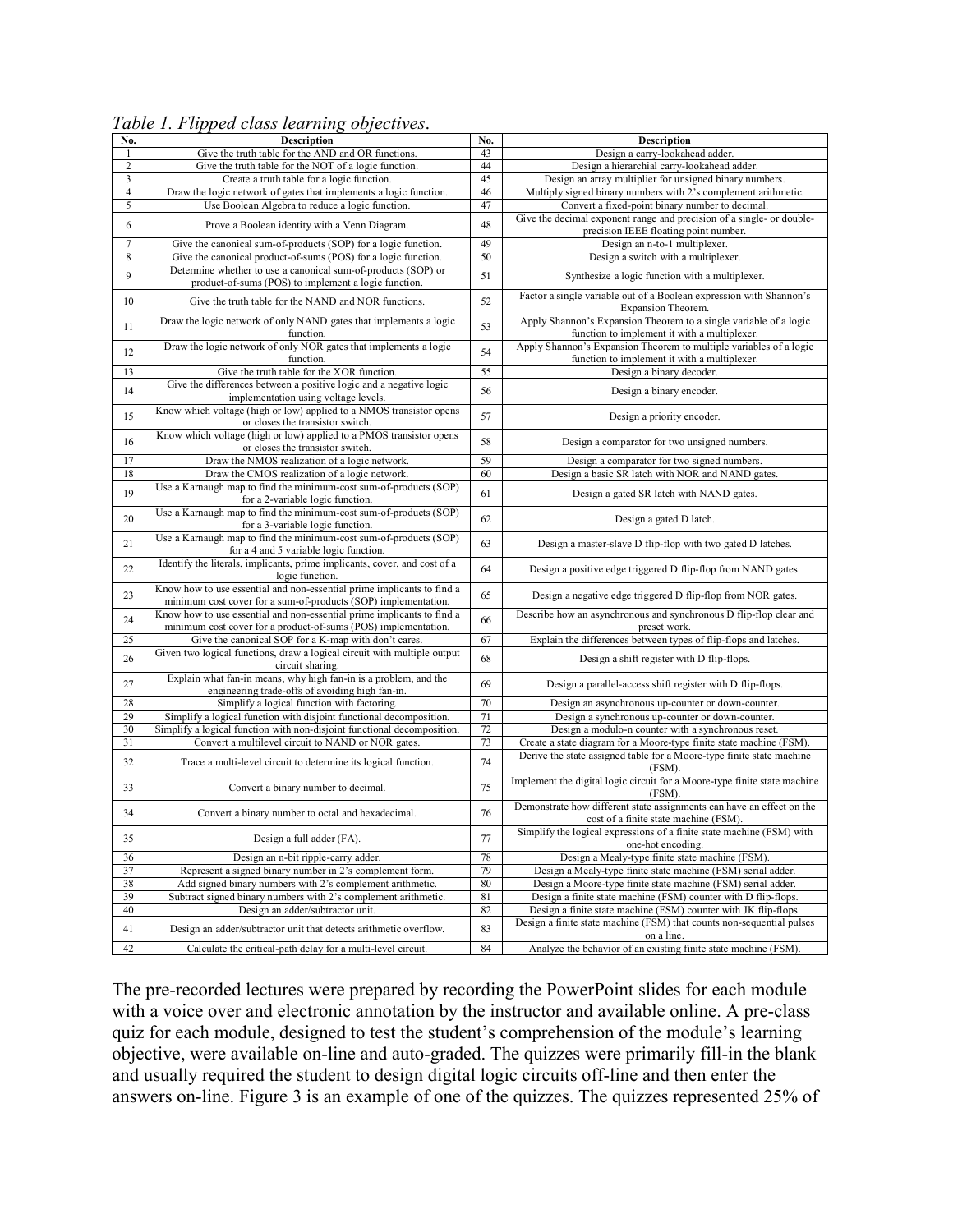*Table 1. Flipped class learning objectives.*

| No. | Description | No. | Description |
|---|---|---|---|
| 1 | Give the truth table for the AND and OR functions. | 43 | Design a carry-lookahead adder. |
| 2 | Give the truth table for the NOT of a logic function. | 44 | Design a hierarchial carry-lookahead adder. |
| 3 | Create a truth table for a logic function. | 45 | Design an array multiplier for unsigned binary numbers. |
| 4 | Draw the logic network of gates that implements a logic function. | 46 | Multiply signed binary numbers with 2's complement arithmetic. |
| 5 | Use Boolean Algebra to reduce a logic function. | 47 | Convert a fixed-point binary number to decimal. |
| 6 | Prove a Boolean identity with a Venn Diagram. | 48 | Give the decimal exponent range and precision of a single- or double-precision IEEE floating point number. |
| 7 | Give the canonical sum-of-products (SOP) for a logic function. | 49 | Design an n-to-1 multiplexer. |
| 8 | Give the canonical product-of-sums (POS) for a logic function. | 50 | Design a switch with a multiplexer. |
| 9 | Determine whether to use a canonical sum-of-products (SOP) or product-of-sums (POS) to implement a logic function. | 51 | Synthesize a logic function with a multiplexer. |
| 10 | Give the truth table for the NAND and NOR functions. | 52 | Factor a single variable out of a Boolean expression with Shannon's Expansion Theorem. |
| 11 | Draw the logic network of only NAND gates that implements a logic function. | 53 | Apply Shannon's Expansion Theorem to a single variable of a logic function to implement it with a multiplexer. |
| 12 | Draw the logic network of only NOR gates that implements a logic function. | 54 | Apply Shannon's Expansion Theorem to multiple variables of a logic function to implement it with a multiplexer. |
| 13 | Give the truth table for the XOR function. | 55 | Design a binary decoder. |
| 14 | Give the differences between a positive logic and a negative logic implementation using voltage levels. | 56 | Design a binary encoder. |
| 15 | Know which voltage (high or low) applied to a NMOS transistor opens or closes the transistor switch. | 57 | Design a priority encoder. |
| 16 | Know which voltage (high or low) applied to a PMOS transistor opens or closes the transistor switch. | 58 | Design a comparator for two unsigned numbers. |
| 17 | Draw the NMOS realization of a logic network. | 59 | Design a comparator for two signed numbers. |
| 18 | Draw the CMOS realization of a logic network. | 60 | Design a basic SR latch with NOR and NAND gates. |
| 19 | Use a Karnaugh map to find the minimum-cost sum-of-products (SOP) for a 2-variable logic function. | 61 | Design a gated SR latch with NAND gates. |
| 20 | Use a Karnaugh map to find the minimum-cost sum-of-products (SOP) for a 3-variable logic function. | 62 | Design a gated D latch. |
| 21 | Use a Karnaugh map to find the minimum-cost sum-of-products (SOP) for a 4 and 5 variable logic function. | 63 | Design a master-slave D flip-flop with two gated D latches. |
| 22 | Identify the literals, implicants, prime implicants, cover, and cost of a logic function. | 64 | Design a positive edge triggered D flip-flop from NAND gates. |
| 23 | Know how to use essential and non-essential prime implicants to find a minimum cost cover for a sum-of-products (SOP) implementation. | 65 | Design a negative edge triggered D flip-flop from NOR gates. |
| 24 | Know how to use essential and non-essential prime implicants to find a minimum cost cover for a product-of-sums (POS) implementation. | 66 | Describe how an asynchronous and synchronous D flip-flop clear and preset work. |
| 25 | Give the canonical SOP for a K-map with don't cares. | 67 | Explain the differences between types of flip-flops and latches. |
| 26 | Given two logical functions, draw a logical circuit with multiple output circuit sharing. | 68 | Design a shift register with D flip-flops. |
| 27 | Explain what fan-in means, why high fan-in is a problem, and the engineering trade-offs of avoiding high fan-in. | 69 | Design a parallel-access shift register with D flip-flops. |
| 28 | Simplify a logical function with factoring. | 70 | Design an asynchronous up-counter or down-counter. |
| 29 | Simplify a logical function with disjoint functional decomposition. | 71 | Design a synchronous up-counter or down-counter. |
| 30 | Simplify a logical function with non-disjoint functional decomposition. | 72 | Design a modulo-n counter with a synchronous reset. |
| 31 | Convert a multilevel circuit to NAND or NOR gates. | 73 | Create a state diagram for a Moore-type finite state machine (FSM). |
| 32 | Trace a multi-level circuit to determine its logical function. | 74 | Derive the state assigned table for a Moore-type finite state machine (FSM). |
| 33 | Convert a binary number to decimal. | 75 | Implement the digital logic circuit for a Moore-type finite state machine (FSM). |
| 34 | Convert a binary number to octal and hexadecimal. | 76 | Demonstrate how different state assignments can have an effect on the cost of a finite state machine (FSM). |
| 35 | Design a full adder (FA). | 77 | Simplify the logical expressions of a finite state machine (FSM) with one-hot encoding. |
| 36 | Design an n-bit ripple-carry adder. | 78 | Design a Mealy-type finite state machine (FSM). |
| 37 | Represent a signed binary number in 2's complement form. | 79 | Design a Mealy-type finite state machine (FSM) serial adder. |
| 38 | Add signed binary numbers with 2's complement arithmetic. | 80 | Design a Moore-type finite state machine (FSM) serial adder. |
| 39 | Subtract signed binary numbers with 2's complement arithmetic. | 81 | Design a finite state machine (FSM) counter with D flip-flops. |
| 40 | Design an adder/subtractor unit. | 82 | Design a finite state machine (FSM) counter with JK flip-flops. |
| 41 | Design an adder/subtractor unit that detects arithmetic overflow. | 83 | Design a finite state machine (FSM) that counts non-sequential pulses on a line. |
| 42 | Calculate the critical-path delay for a multi-level circuit. | 84 | Analyze the behavior of an existing finite state machine (FSM). |

The pre-recorded lectures were prepared by recording the PowerPoint slides for each module with a voice over and electronic annotation by the instructor and available online. A pre-class quiz for each module, designed to test the student's comprehension of the module's learning objective, were available on-line and auto-graded. The quizzes were primarily fill-in the blank and usually required the student to design digital logic circuits off-line and then enter the answers on-line. Figure 3 is an example of one of the quizzes. The quizzes represented 25% of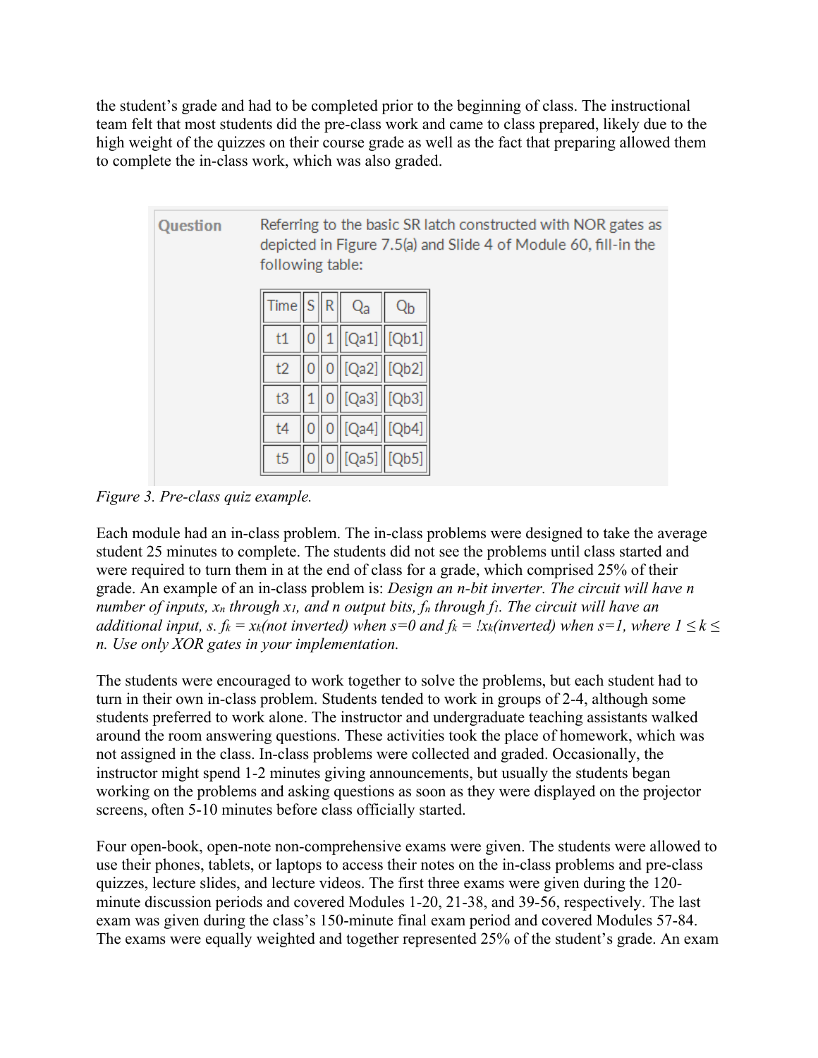the student's grade and had to be completed prior to the beginning of class. The instructional team felt that most students did the pre-class work and came to class prepared, likely due to the high weight of the quizzes on their course grade as well as the fact that preparing allowed them to complete the in-class work, which was also graded.

**Question** Referring to the basic SR latch constructed with NOR gates as depicted in Figure 7.5(a) and Slide 4 of Module 60, fill-in the following table:

| Time | S | R | $Q_a$ | $Q_b$ |
|---|---|---|---|---|
| t1 | 0 | 1 | [Qa1] | [Qb1] |
| t2 | 0 | 0 | [Qa2] | [Qb2] |
| t3 | 1 | 0 | [Qa3] | [Qb3] |
| t4 | 0 | 0 | [Qa4] | [Qb4] |
| t5 | 0 | 0 | [Qa5] | [Qb5] |

*Figure 3. Pre-class quiz example.*

Each module had an in-class problem. The in-class problems were designed to take the average student 25 minutes to complete. The students did not see the problems until class started and were required to turn them in at the end of class for a grade, which comprised 25% of their grade. An example of an in-class problem is: *Design an n-bit inverter. The circuit will have n number of inputs, $x_n$ through $x_1$, and n output bits, $f_n$ through $f_1$. The circuit will have an additional input, s. $f_k = x_k$(not inverted) when s=0 and $f_k = !x_k$(inverted) when s=1, where $1 \leq k \leq n$. Use only XOR gates in your implementation.*

The students were encouraged to work together to solve the problems, but each student had to turn in their own in-class problem. Students tended to work in groups of 2-4, although some students preferred to work alone. The instructor and undergraduate teaching assistants walked around the room answering questions. These activities took the place of homework, which was not assigned in the class. In-class problems were collected and graded. Occasionally, the instructor might spend 1-2 minutes giving announcements, but usually the students began working on the problems and asking questions as soon as they were displayed on the projector screens, often 5-10 minutes before class officially started.

Four open-book, open-note non-comprehensive exams were given. The students were allowed to use their phones, tablets, or laptops to access their notes on the in-class problems and pre-class quizzes, lecture slides, and lecture videos. The first three exams were given during the 120-minute discussion periods and covered Modules 1-20, 21-38, and 39-56, respectively. The last exam was given during the class's 150-minute final exam period and covered Modules 57-84. The exams were equally weighted and together represented 25% of the student's grade. An exam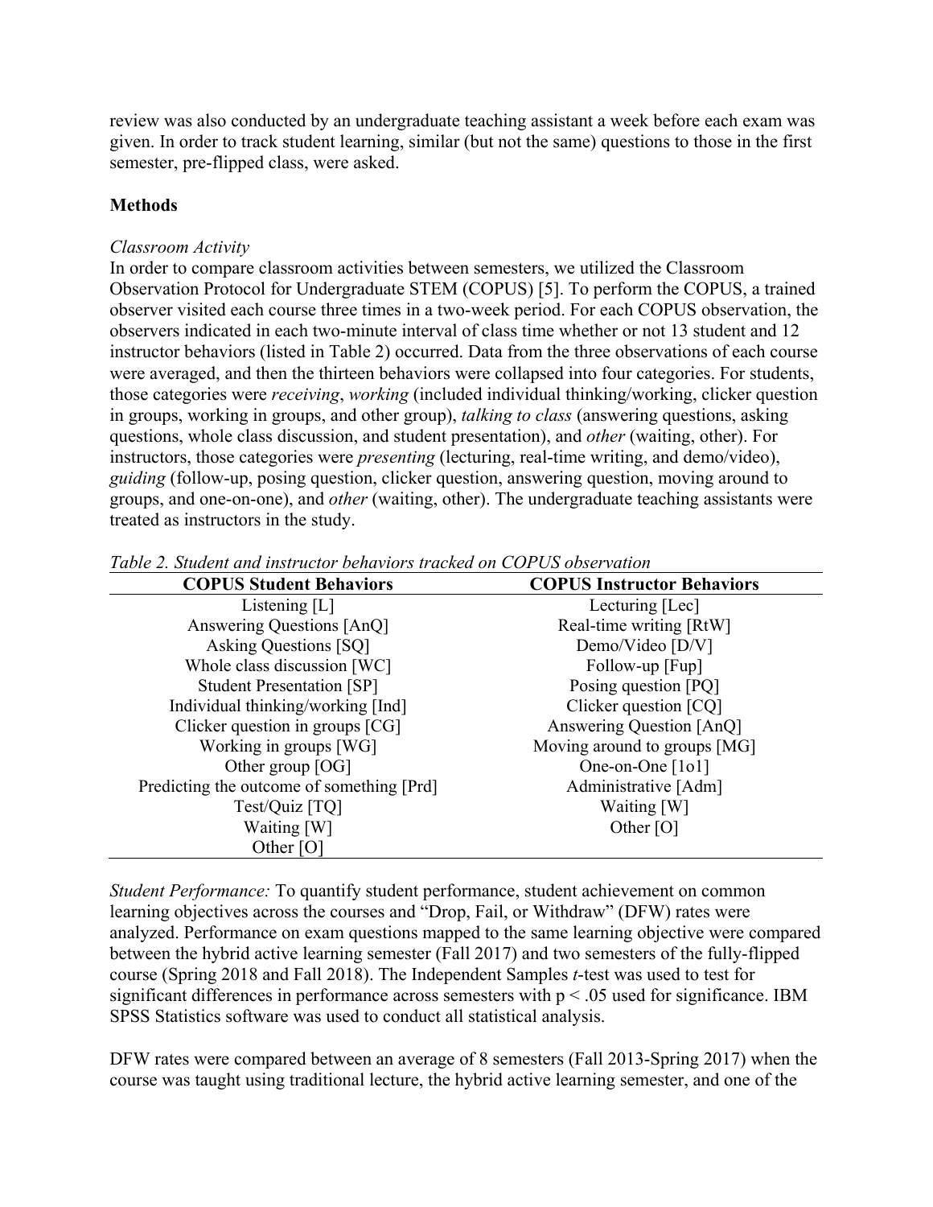review was also conducted by an undergraduate teaching assistant a week before each exam was given. In order to track student learning, similar (but not the same) questions to those in the first semester, pre-flipped class, were asked.

**Methods**

*Classroom Activity*
In order to compare classroom activities between semesters, we utilized the Classroom Observation Protocol for Undergraduate STEM (COPUS) [5]. To perform the COPUS, a trained observer visited each course three times in a two-week period. For each COPUS observation, the observers indicated in each two-minute interval of class time whether or not 13 student and 12 instructor behaviors (listed in Table 2) occurred. Data from the three observations of each course were averaged, and then the thirteen behaviors were collapsed into four categories. For students, those categories were *receiving*, *working* (included individual thinking/working, clicker question in groups, working in groups, and other group), *talking to class* (answering questions, asking questions, whole class discussion, and student presentation), and *other* (waiting, other). For instructors, those categories were *presenting* (lecturing, real-time writing, and demo/video), *guiding* (follow-up, posing question, clicker question, answering question, moving around to groups, and one-on-one), and *other* (waiting, other). The undergraduate teaching assistants were treated as instructors in the study.

*Table 2. Student and instructor behaviors tracked on COPUS observation*

| COPUS Student Behaviors | COPUS Instructor Behaviors |
|---|---|
| Listening [L] | Lecturing [Lec] |
| Answering Questions [AnQ] | Real-time writing [RtW] |
| Asking Questions [SQ] | Demo/Video [D/V] |
| Whole class discussion [WC] | Follow-up [Fup] |
| Student Presentation [SP] | Posing question [PQ] |
| Individual thinking/working [Ind] | Clicker question [CQ] |
| Clicker question in groups [CG] | Answering Question [AnQ] |
| Working in groups [WG] | Moving around to groups [MG] |
| Other group [OG] | One-on-One [1o1] |
| Predicting the outcome of something [Prd] | Administrative [Adm] |
| Test/Quiz [TQ] | Waiting [W] |
| Waiting [W] | Other [O] |
| Other [O] | |

*Student Performance:* To quantify student performance, student achievement on common learning objectives across the courses and "Drop, Fail, or Withdraw" (DFW) rates were analyzed. Performance on exam questions mapped to the same learning objective were compared between the hybrid active learning semester (Fall 2017) and two semesters of the fully-flipped course (Spring 2018 and Fall 2018). The Independent Samples *t*-test was used to test for significant differences in performance across semesters with $p < .05$ used for significance. IBM SPSS Statistics software was used to conduct all statistical analysis.

DFW rates were compared between an average of 8 semesters (Fall 2013-Spring 2017) when the course was taught using traditional lecture, the hybrid active learning semester, and one of the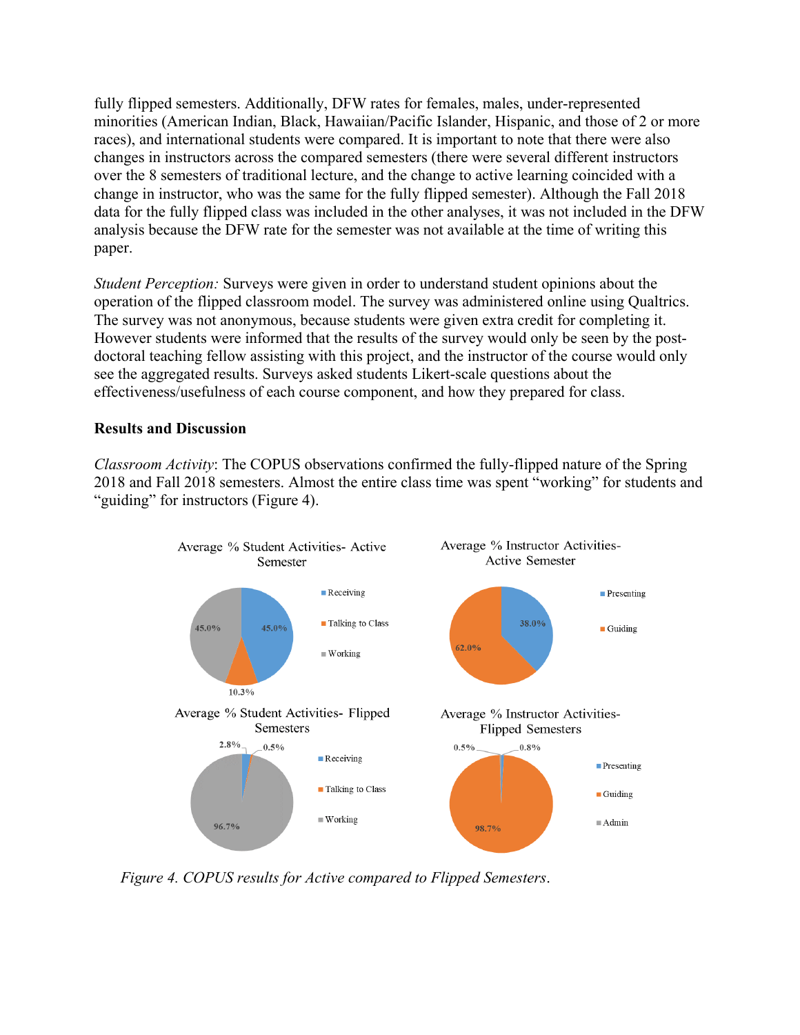fully flipped semesters. Additionally, DFW rates for females, males, under-represented minorities (American Indian, Black, Hawaiian/Pacific Islander, Hispanic, and those of 2 or more races), and international students were compared. It is important to note that there were also changes in instructors across the compared semesters (there were several different instructors over the 8 semesters of traditional lecture, and the change to active learning coincided with a change in instructor, who was the same for the fully flipped semester). Although the Fall 2018 data for the fully flipped class was included in the other analyses, it was not included in the DFW analysis because the DFW rate for the semester was not available at the time of writing this paper.

*Student Perception:* Surveys were given in order to understand student opinions about the operation of the flipped classroom model. The survey was administered online using Qualtrics. The survey was not anonymous, because students were given extra credit for completing it. However students were informed that the results of the survey would only be seen by the post-doctoral teaching fellow assisting with this project, and the instructor of the course would only see the aggregated results. Surveys asked students Likert-scale questions about the effectiveness/usefulness of each course component, and how they prepared for class.

**Results and Discussion**

*Classroom Activity*: The COPUS observations confirmed the fully-flipped nature of the Spring 2018 and Fall 2018 semesters. Almost the entire class time was spent "working" for students and "guiding" for instructors (Figure 4).

*Figure 4. COPUS results for Active compared to Flipped Semesters.*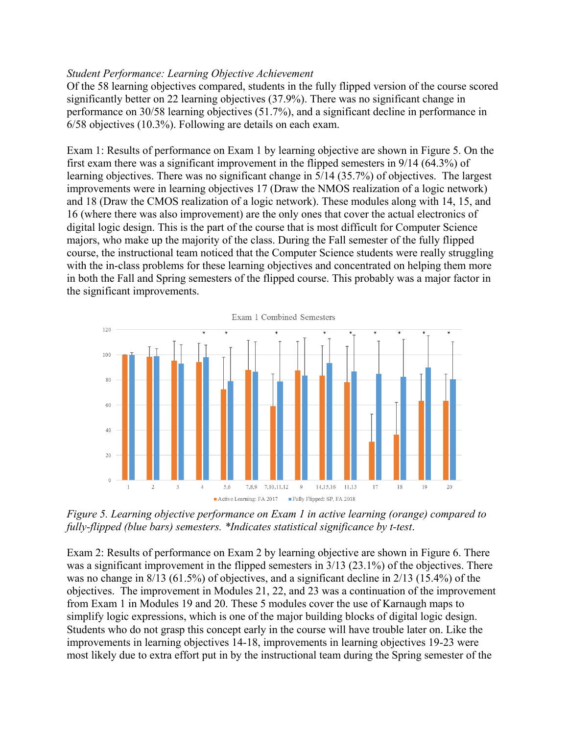*Student Performance: Learning Objective Achievement*

Of the 58 learning objectives compared, students in the fully flipped version of the course scored significantly better on 22 learning objectives (37.9%). There was no significant change in performance on 30/58 learning objectives (51.7%), and a significant decline in performance in 6/58 objectives (10.3%). Following are details on each exam.

Exam 1: Results of performance on Exam 1 by learning objective are shown in Figure 5. On the first exam there was a significant improvement in the flipped semesters in 9/14 (64.3%) of learning objectives. There was no significant change in 5/14 (35.7%) of objectives. The largest improvements were in learning objectives 17 (Draw the NMOS realization of a logic network) and 18 (Draw the CMOS realization of a logic network). These modules along with 14, 15, and 16 (where there was also improvement) are the only ones that cover the actual electronics of digital logic design. This is the part of the course that is most difficult for Computer Science majors, who make up the majority of the class. During the Fall semester of the fully flipped course, the instructional team noticed that the Computer Science students were really struggling with the in-class problems for these learning objectives and concentrated on helping them more in both the Fall and Spring semesters of the flipped course. This probably was a major factor in the significant improvements.

*Figure 5. Learning objective performance on Exam 1 in active learning (orange) compared to fully-flipped (blue bars) semesters. *Indicates statistical significance by t-test.*

Exam 2: Results of performance on Exam 2 by learning objective are shown in Figure 6. There was a significant improvement in the flipped semesters in 3/13 (23.1%) of the objectives. There was no change in 8/13 (61.5%) of objectives, and a significant decline in 2/13 (15.4%) of the objectives. The improvement in Modules 21, 22, and 23 was a continuation of the improvement from Exam 1 in Modules 19 and 20. These 5 modules cover the use of Karnaugh maps to simplify logic expressions, which is one of the major building blocks of digital logic design. Students who do not grasp this concept early in the course will have trouble later on. Like the improvements in learning objectives 14-18, improvements in learning objectives 19-23 were most likely due to extra effort put in by the instructional team during the Spring semester of the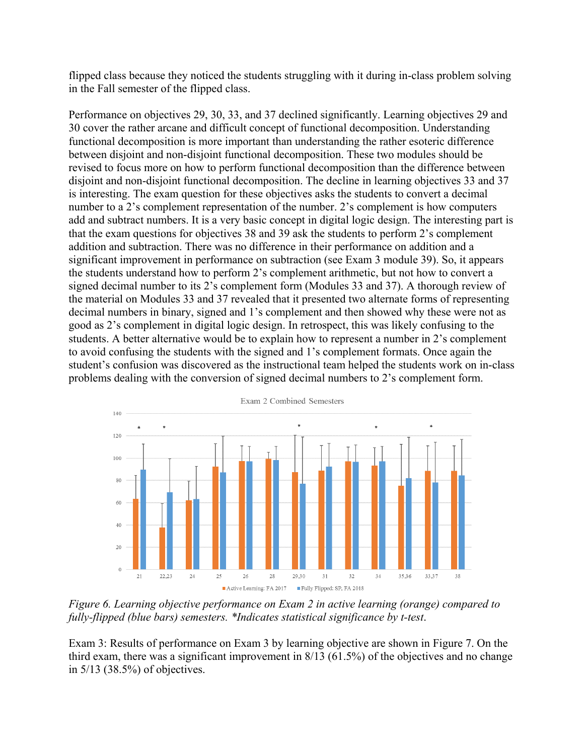flipped class because they noticed the students struggling with it during in-class problem solving in the Fall semester of the flipped class.

Performance on objectives 29, 30, 33, and 37 declined significantly. Learning objectives 29 and 30 cover the rather arcane and difficult concept of functional decomposition. Understanding functional decomposition is more important than understanding the rather esoteric difference between disjoint and non-disjoint functional decomposition. These two modules should be revised to focus more on how to perform functional decomposition than the difference between disjoint and non-disjoint functional decomposition. The decline in learning objectives 33 and 37 is interesting. The exam question for these objectives asks the students to convert a decimal number to a 2's complement representation of the number. 2's complement is how computers add and subtract numbers. It is a very basic concept in digital logic design. The interesting part is that the exam questions for objectives 38 and 39 ask the students to perform 2's complement addition and subtraction. There was no difference in their performance on addition and a significant improvement in performance on subtraction (see Exam 3 module 39). So, it appears the students understand how to perform 2's complement arithmetic, but not how to convert a signed decimal number to its 2's complement form (Modules 33 and 37). A thorough review of the material on Modules 33 and 37 revealed that it presented two alternate forms of representing decimal numbers in binary, signed and 1's complement and then showed why these were not as good as 2's complement in digital logic design. In retrospect, this was likely confusing to the students. A better alternative would be to explain how to represent a number in 2's complement to avoid confusing the students with the signed and 1's complement formats. Once again the student's confusion was discovered as the instructional team helped the students work on in-class problems dealing with the conversion of signed decimal numbers to 2's complement form.

*Figure 6. Learning objective performance on Exam 2 in active learning (orange) compared to fully-flipped (blue bars) semesters. *Indicates statistical significance by t-test.*

Exam 3: Results of performance on Exam 3 by learning objective are shown in Figure 7. On the third exam, there was a significant improvement in 8/13 (61.5%) of the objectives and no change in 5/13 (38.5%) of objectives.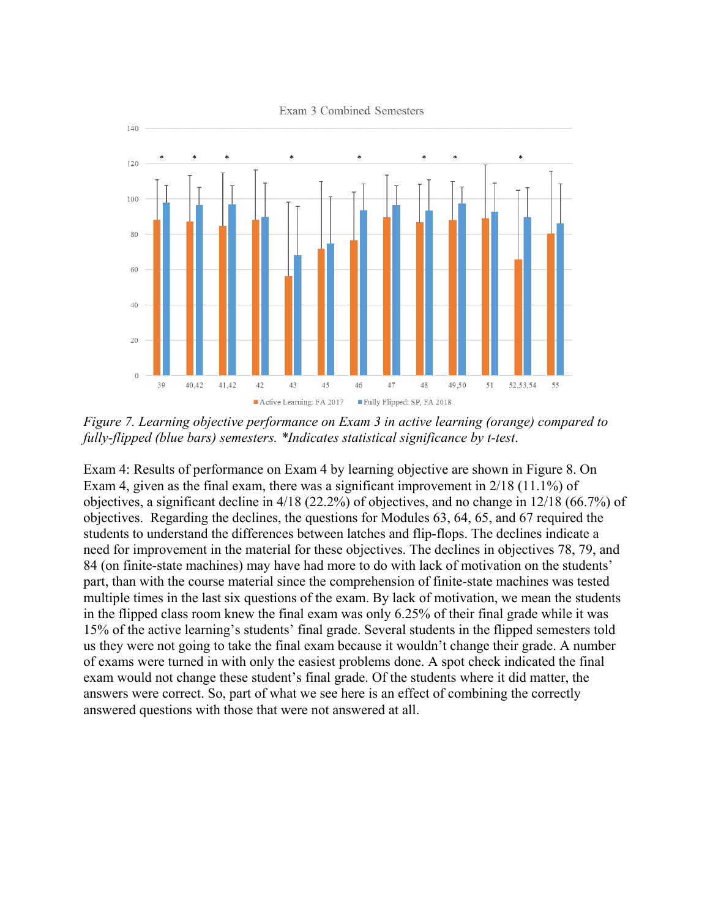*Figure 7. Learning objective performance on Exam 3 in active learning (orange) compared to fully-flipped (blue bars) semesters. *Indicates statistical significance by t-test.*

Exam 4: Results of performance on Exam 4 by learning objective are shown in Figure 8. On Exam 4, given as the final exam, there was a significant improvement in 2/18 (11.1%) of objectives, a significant decline in 4/18 (22.2%) of objectives, and no change in 12/18 (66.7%) of objectives. Regarding the declines, the questions for Modules 63, 64, 65, and 67 required the students to understand the differences between latches and flip-flops. The declines indicate a need for improvement in the material for these objectives. The declines in objectives 78, 79, and 84 (on finite-state machines) may have had more to do with lack of motivation on the students' part, than with the course material since the comprehension of finite-state machines was tested multiple times in the last six questions of the exam. By lack of motivation, we mean the students in the flipped class room knew the final exam was only 6.25% of their final grade while it was 15% of the active learning's students' final grade. Several students in the flipped semesters told us they were not going to take the final exam because it wouldn't change their grade. A number of exams were turned in with only the easiest problems done. A spot check indicated the final exam would not change these student's final grade. Of the students where it did matter, the answers were correct. So, part of what we see here is an effect of combining the correctly answered questions with those that were not answered at all.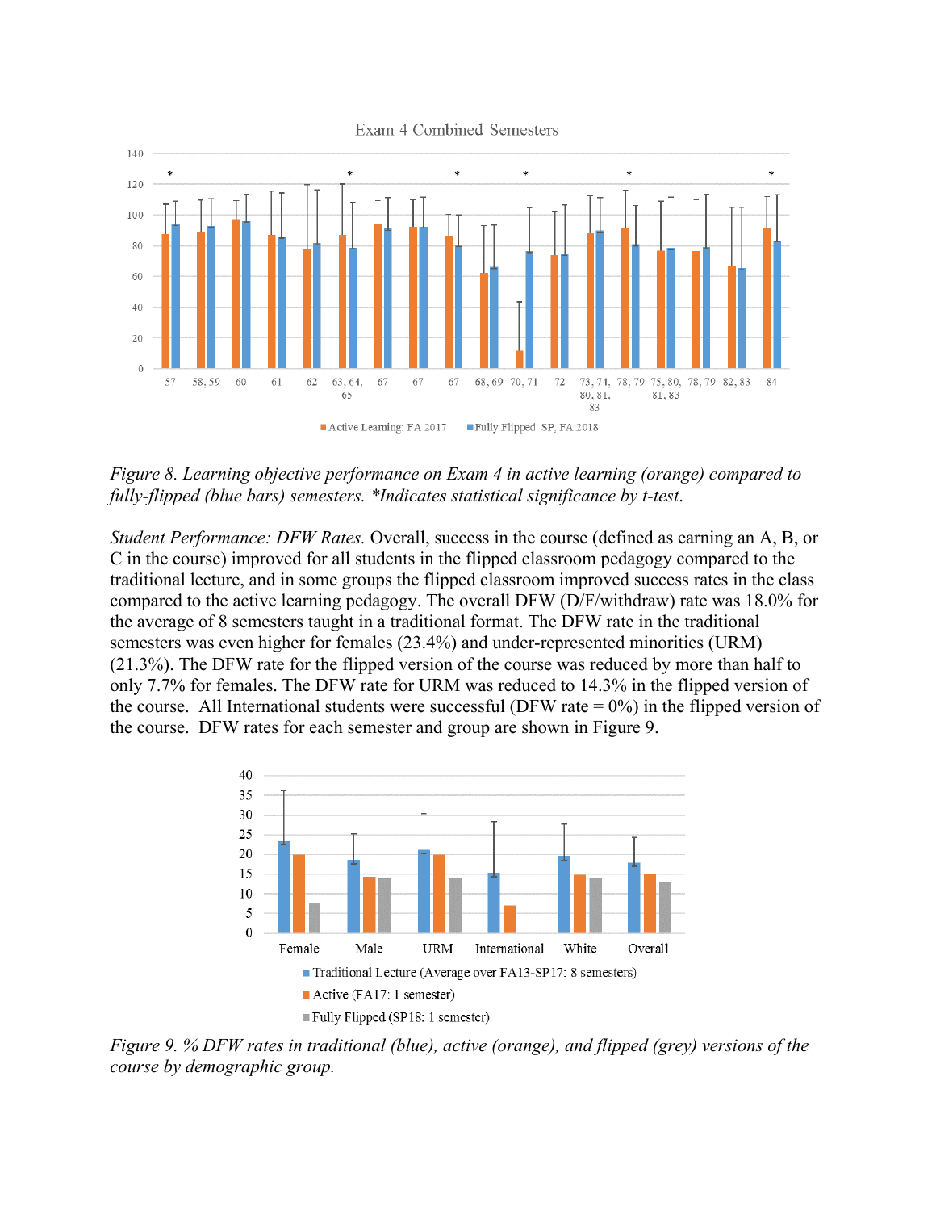*Figure 8. Learning objective performance on Exam 4 in active learning (orange) compared to fully-flipped (blue bars) semesters. *Indicates statistical significance by t-test.*

*Student Performance: DFW Rates.* Overall, success in the course (defined as earning an A, B, or C in the course) improved for all students in the flipped classroom pedagogy compared to the traditional lecture, and in some groups the flipped classroom improved success rates in the class compared to the active learning pedagogy. The overall DFW (D/F/withdraw) rate was 18.0% for the average of 8 semesters taught in a traditional format. The DFW rate in the traditional semesters was even higher for females (23.4%) and under-represented minorities (URM) (21.3%). The DFW rate for the flipped version of the course was reduced by more than half to only 7.7% for females. The DFW rate for URM was reduced to 14.3% in the flipped version of the course. All International students were successful (DFW rate = 0%) in the flipped version of the course. DFW rates for each semester and group are shown in Figure 9.

*Figure 9. % DFW rates in traditional (blue), active (orange), and flipped (grey) versions of the course by demographic group.*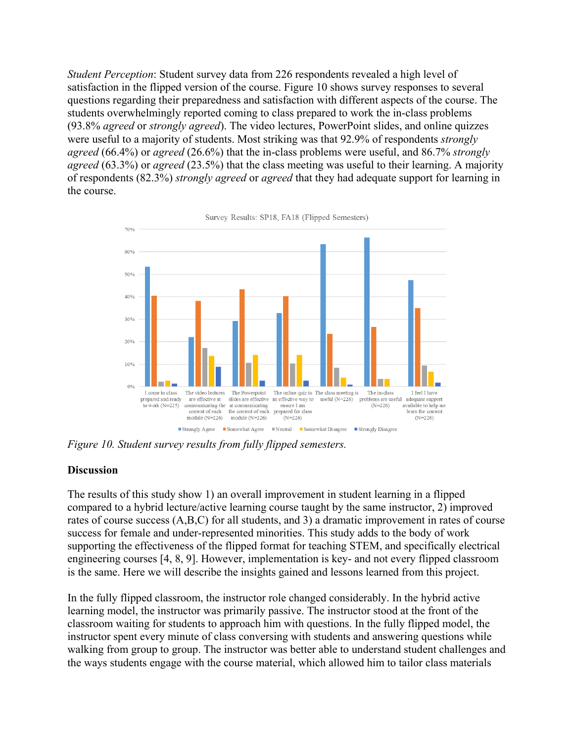*Student Perception*: Student survey data from 226 respondents revealed a high level of satisfaction in the flipped version of the course. Figure 10 shows survey responses to several questions regarding their preparedness and satisfaction with different aspects of the course. The students overwhelmingly reported coming to class prepared to work the in-class problems (93.8% *agreed* or *strongly agreed*). The video lectures, PowerPoint slides, and online quizzes were useful to a majority of students. Most striking was that 92.9% of respondents *strongly agreed* (66.4%) or *agreed* (26.6%) that the in-class problems were useful, and 86.7% *strongly agreed* (63.3%) or *agreed* (23.5%) that the class meeting was useful to their learning. A majority of respondents (82.3%) *strongly agreed* or *agreed* that they had adequate support for learning in the course.

Survey Results: SP18, FA18 (Flipped Semesters)

*Figure 10. Student survey results from fully flipped semesters.*

**Discussion**

The results of this study show 1) an overall improvement in student learning in a flipped compared to a hybrid lecture/active learning course taught by the same instructor, 2) improved rates of course success (A,B,C) for all students, and 3) a dramatic improvement in rates of course success for female and under-represented minorities. This study adds to the body of work supporting the effectiveness of the flipped format for teaching STEM, and specifically electrical engineering courses [4, 8, 9]. However, implementation is key- and not every flipped classroom is the same. Here we will describe the insights gained and lessons learned from this project.

In the fully flipped classroom, the instructor role changed considerably. In the hybrid active learning model, the instructor was primarily passive. The instructor stood at the front of the classroom waiting for students to approach him with questions. In the fully flipped model, the instructor spent every minute of class conversing with students and answering questions while walking from group to group. The instructor was better able to understand student challenges and the ways students engage with the course material, which allowed him to tailor class materials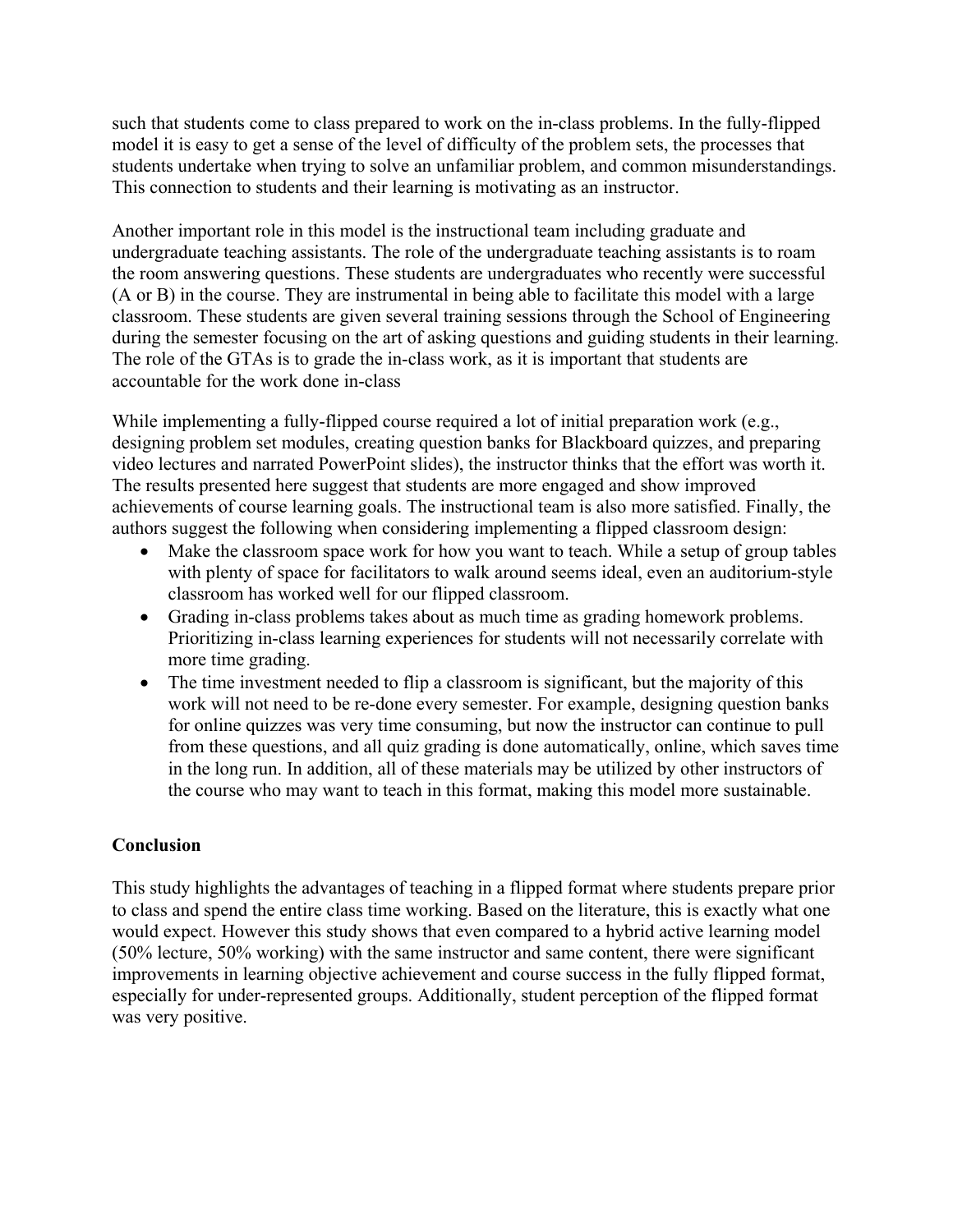such that students come to class prepared to work on the in-class problems. In the fully-flipped model it is easy to get a sense of the level of difficulty of the problem sets, the processes that students undertake when trying to solve an unfamiliar problem, and common misunderstandings. This connection to students and their learning is motivating as an instructor.

Another important role in this model is the instructional team including graduate and undergraduate teaching assistants. The role of the undergraduate teaching assistants is to roam the room answering questions. These students are undergraduates who recently were successful (A or B) in the course. They are instrumental in being able to facilitate this model with a large classroom. These students are given several training sessions through the School of Engineering during the semester focusing on the art of asking questions and guiding students in their learning. The role of the GTAs is to grade the in-class work, as it is important that students are accountable for the work done in-class

While implementing a fully-flipped course required a lot of initial preparation work (e.g., designing problem set modules, creating question banks for Blackboard quizzes, and preparing video lectures and narrated PowerPoint slides), the instructor thinks that the effort was worth it. The results presented here suggest that students are more engaged and show improved achievements of course learning goals. The instructional team is also more satisfied. Finally, the authors suggest the following when considering implementing a flipped classroom design:

- Make the classroom space work for how you want to teach. While a setup of group tables with plenty of space for facilitators to walk around seems ideal, even an auditorium-style classroom has worked well for our flipped classroom.
- Grading in-class problems takes about as much time as grading homework problems. Prioritizing in-class learning experiences for students will not necessarily correlate with more time grading.
- The time investment needed to flip a classroom is significant, but the majority of this work will not need to be re-done every semester. For example, designing question banks for online quizzes was very time consuming, but now the instructor can continue to pull from these questions, and all quiz grading is done automatically, online, which saves time in the long run. In addition, all of these materials may be utilized by other instructors of the course who may want to teach in this format, making this model more sustainable.

**Conclusion**

This study highlights the advantages of teaching in a flipped format where students prepare prior to class and spend the entire class time working. Based on the literature, this is exactly what one would expect. However this study shows that even compared to a hybrid active learning model (50% lecture, 50% working) with the same instructor and same content, there were significant improvements in learning objective achievement and course success in the fully flipped format, especially for under-represented groups. Additionally, student perception of the flipped format was very positive.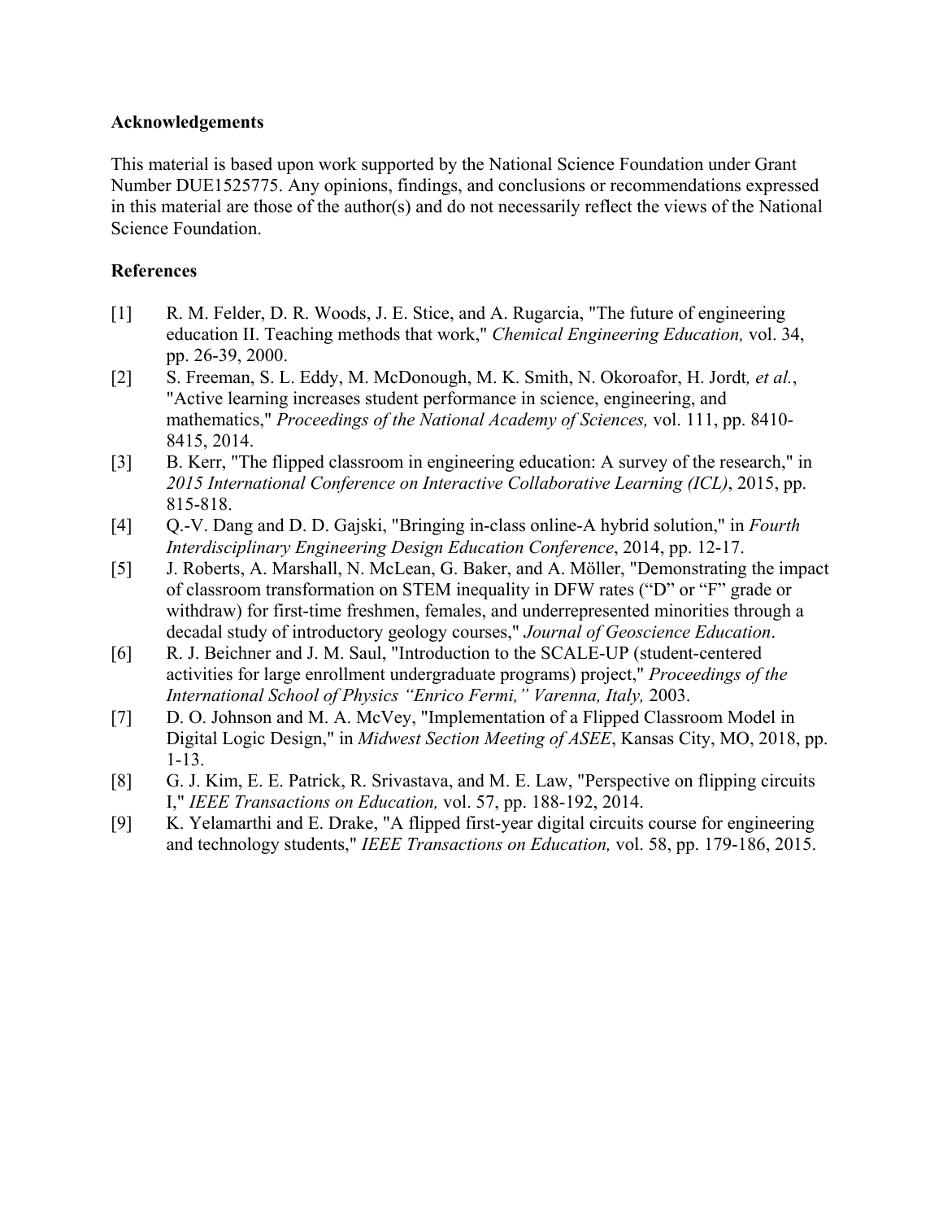## Acknowledgements

This material is based upon work supported by the National Science Foundation under Grant Number DUE1525775. Any opinions, findings, and conclusions or recommendations expressed in this material are those of the author(s) and do not necessarily reflect the views of the National Science Foundation.

## References

[1] R. M. Felder, D. R. Woods, J. E. Stice, and A. Rugarcia, "The future of engineering education II. Teaching methods that work," *Chemical Engineering Education,* vol. 34, pp. 26-39, 2000.

[2] S. Freeman, S. L. Eddy, M. McDonough, M. K. Smith, N. Okoroafor, H. Jordt*, et al.*, "Active learning increases student performance in science, engineering, and mathematics," *Proceedings of the National Academy of Sciences,* vol. 111, pp. 8410-8415, 2014.

[3] B. Kerr, "The flipped classroom in engineering education: A survey of the research," in *2015 International Conference on Interactive Collaborative Learning (ICL)*, 2015, pp. 815-818.

[4] Q.-V. Dang and D. D. Gajski, "Bringing in-class online-A hybrid solution," in *Fourth Interdisciplinary Engineering Design Education Conference*, 2014, pp. 12-17.

[5] J. Roberts, A. Marshall, N. McLean, G. Baker, and A. Möller, "Demonstrating the impact of classroom transformation on STEM inequality in DFW rates ("D" or "F" grade or withdraw) for first-time freshmen, females, and underrepresented minorities through a decadal study of introductory geology courses," *Journal of Geoscience Education*.

[6] R. J. Beichner and J. M. Saul, "Introduction to the SCALE-UP (student-centered activities for large enrollment undergraduate programs) project," *Proceedings of the International School of Physics "Enrico Fermi," Varenna, Italy,* 2003.

[7] D. O. Johnson and M. A. McVey, "Implementation of a Flipped Classroom Model in Digital Logic Design," in *Midwest Section Meeting of ASEE*, Kansas City, MO, 2018, pp. 1-13.

[8] G. J. Kim, E. E. Patrick, R. Srivastava, and M. E. Law, "Perspective on flipping circuits I," *IEEE Transactions on Education,* vol. 57, pp. 188-192, 2014.

[9] K. Yelamarthi and E. Drake, "A flipped first-year digital circuits course for engineering and technology students," *IEEE Transactions on Education,* vol. 58, pp. 179-186, 2015.